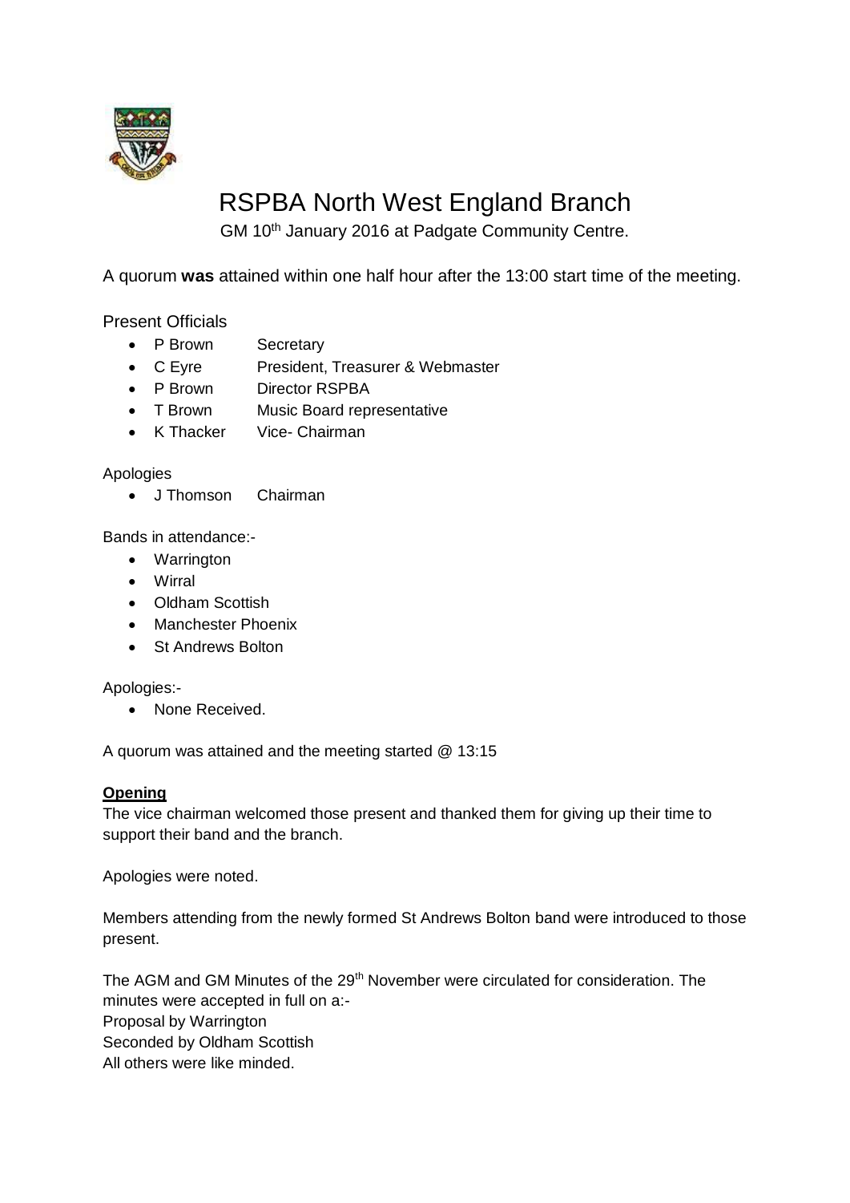# RSPBA North West England Branch

GM 10th January 2016 at Padgate Community Centre.

A quorum **was** attained within one half hour after the 13:00 start time of the meeting.

Present Officials

- P Brown Secretary
- C Eyre President, Treasurer & Webmaster
- P Brown Director RSPBA
- T Brown Music Board representative
- K Thacker Vice- Chairman

Apologies

- J Thomson Chairman

Bands in attendance:-

- Warrington
- Wirral
- Oldham Scottish
- Manchester Phoenix
- St Andrews Bolton

Apologies:-

- None Received.

A quorum was attained and the meeting started @ 13:15

**Opening**

The vice chairman welcomed those present and thanked them for giving up their time to support their band and the branch.

Apologies were noted.

Members attending from the newly formed St Andrews Bolton band were introduced to those present.

The AGM and GM Minutes of the 29th November were circulated for consideration. The minutes were accepted in full on a:-
Proposal by Warrington
Seconded by Oldham Scottish
All others were like minded.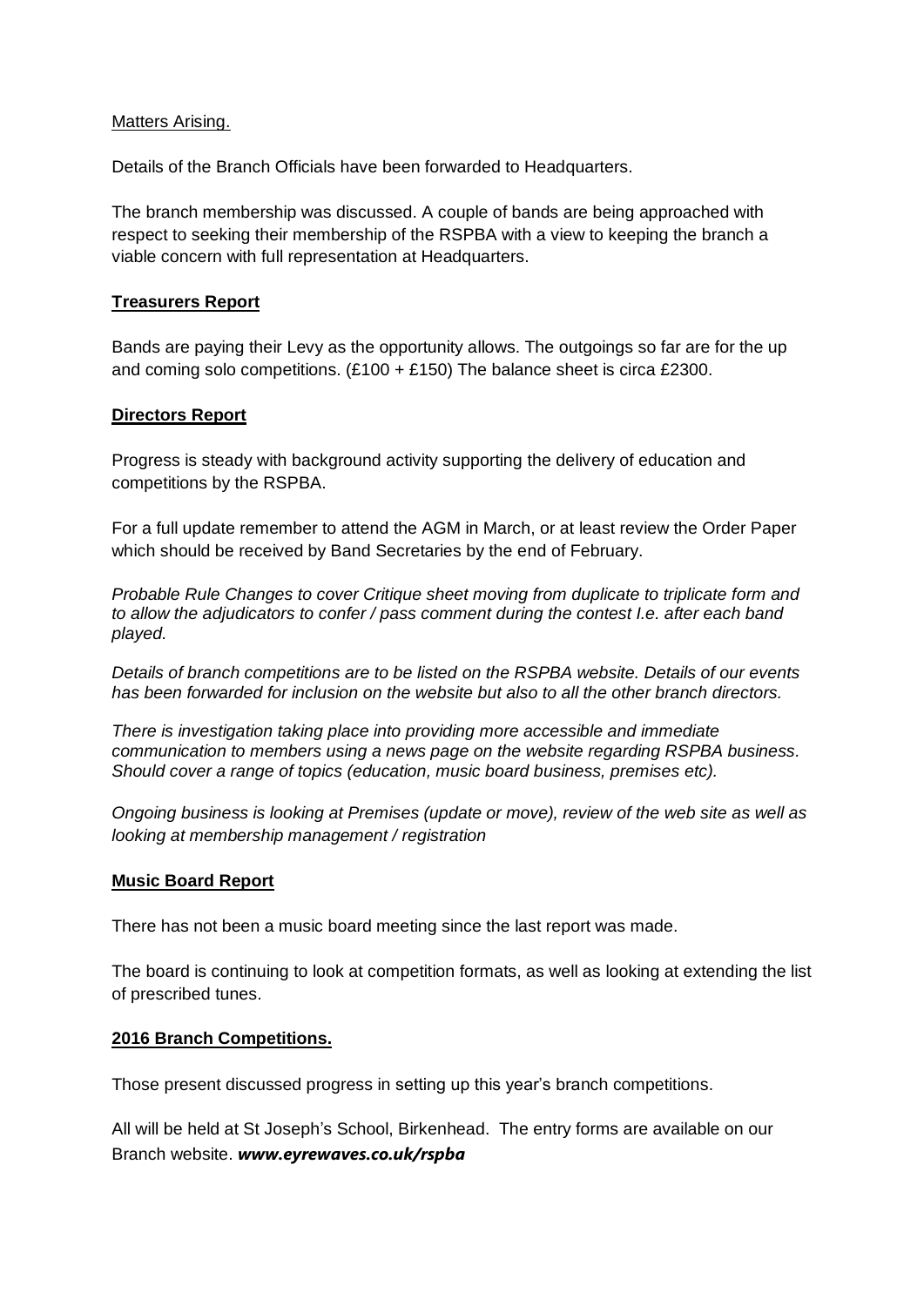Matters Arising.

Details of the Branch Officials have been forwarded to Headquarters.

The branch membership was discussed. A couple of bands are being approached with respect to seeking their membership of the RSPBA with a view to keeping the branch a viable concern with full representation at Headquarters.

**Treasurers Report**

Bands are paying their Levy as the opportunity allows. The outgoings so far are for the up and coming solo competitions. (£100 + £150) The balance sheet is circa £2300.

**Directors Report**

Progress is steady with background activity supporting the delivery of education and competitions by the RSPBA.

For a full update remember to attend the AGM in March, or at least review the Order Paper which should be received by Band Secretaries by the end of February.

*Probable Rule Changes to cover Critique sheet moving from duplicate to triplicate form and to allow the adjudicators to confer / pass comment during the contest I.e. after each band played.*

*Details of branch competitions are to be listed on the RSPBA website. Details of our events has been forwarded for inclusion on the website but also to all the other branch directors.*

*There is investigation taking place into providing more accessible and immediate communication to members using a news page on the website regarding RSPBA business. Should cover a range of topics (education, music board business, premises etc).*

*Ongoing business is looking at Premises (update or move), review of the web site as well as looking at membership management / registration*

**Music Board Report**

There has not been a music board meeting since the last report was made.

The board is continuing to look at competition formats, as well as looking at extending the list of prescribed tunes.

**2016 Branch Competitions.**

Those present discussed progress in setting up this year's branch competitions.

All will be held at St Joseph's School, Birkenhead. The entry forms are available on our Branch website. ***www.eyrewaves.co.uk/rspba***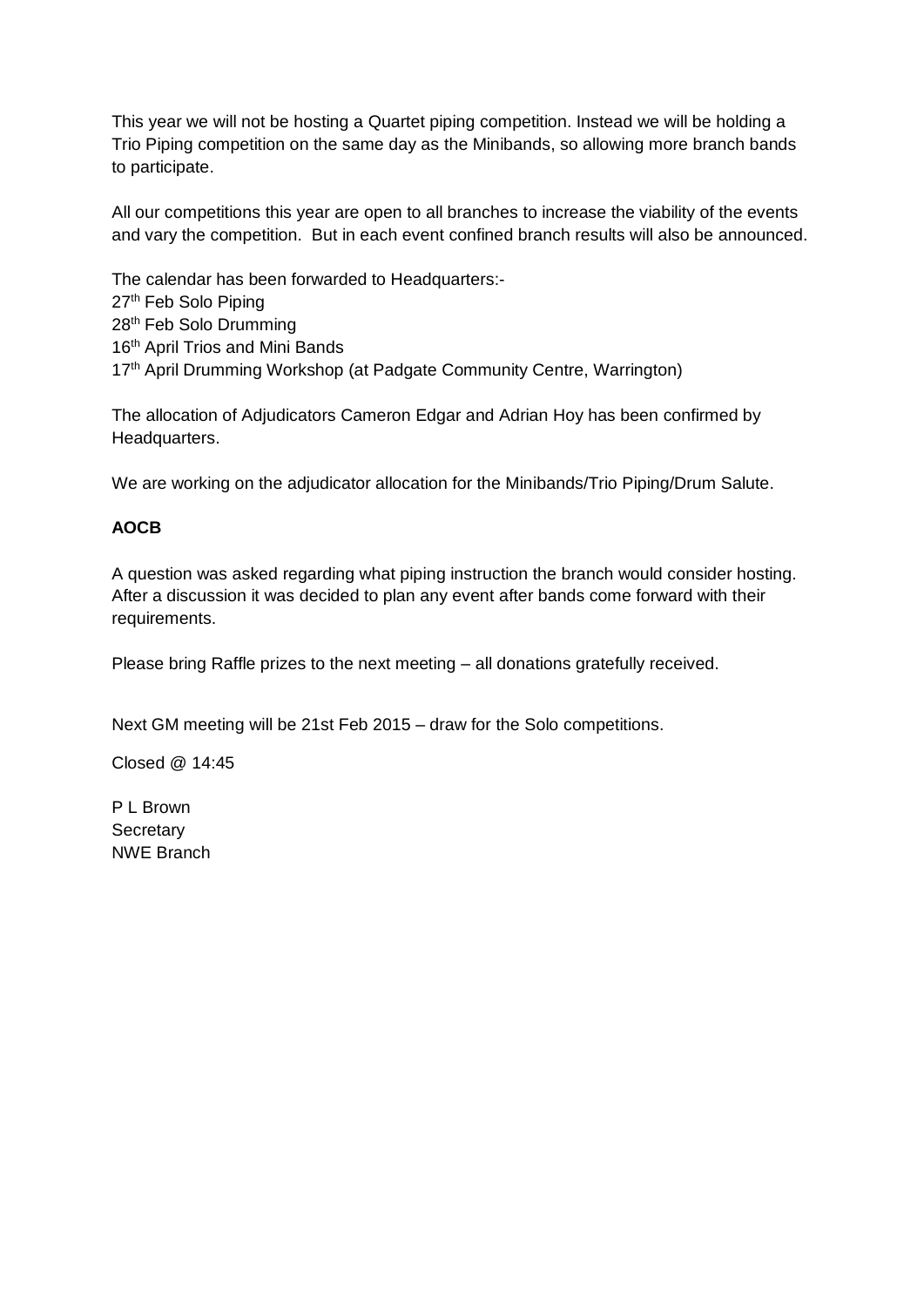This year we will not be hosting a Quartet piping competition. Instead we will be holding a Trio Piping competition on the same day as the Minibands, so allowing more branch bands to participate.

All our competitions this year are open to all branches to increase the viability of the events and vary the competition. But in each event confined branch results will also be announced.

The calendar has been forwarded to Headquarters:-
27th Feb Solo Piping
28th Feb Solo Drumming
16th April Trios and Mini Bands
17th April Drumming Workshop (at Padgate Community Centre, Warrington)

The allocation of Adjudicators Cameron Edgar and Adrian Hoy has been confirmed by Headquarters.

We are working on the adjudicator allocation for the Minibands/Trio Piping/Drum Salute.

**AOCB**

A question was asked regarding what piping instruction the branch would consider hosting. After a discussion it was decided to plan any event after bands come forward with their requirements.

Please bring Raffle prizes to the next meeting – all donations gratefully received.

Next GM meeting will be 21st Feb 2015 – draw for the Solo competitions.

Closed @ 14:45

P L Brown
Secretary
NWE Branch